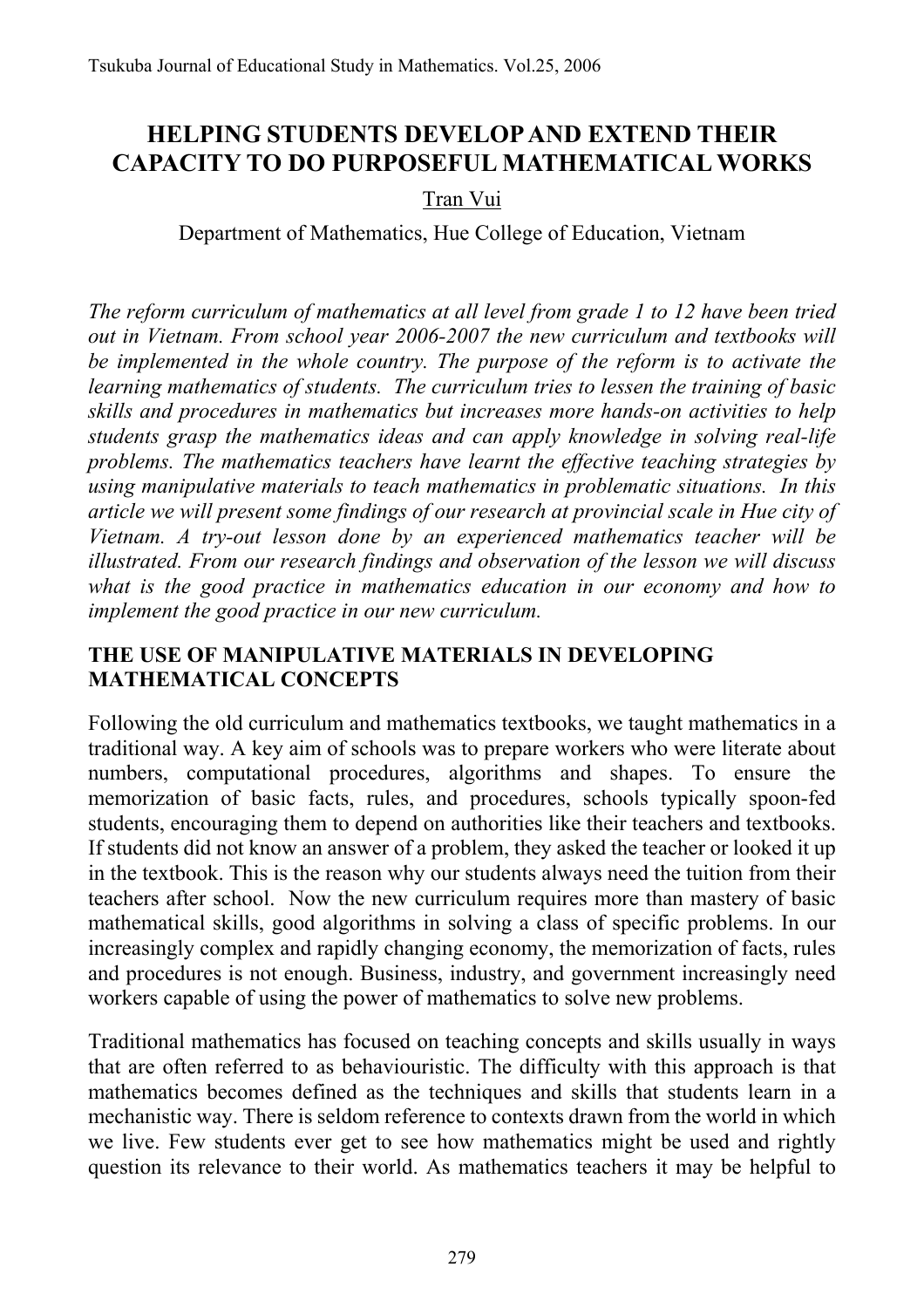# HELPING STUDENTS DEVELOP AND EXTEND THEIR CAPACITY TO DO PURPOSEFUL MATHEMATICAL WORKS

Tran Vui

Department of Mathematics, Hue College of Education, Vietnam

*The reform curriculum of mathematics at all level from grade 1 to 12 have been tried out in Vietnam. From school year 2006-2007 the new curriculum and textbooks will be implemented in the whole country. The purpose of the reform is to activate the learning mathematics of students. The curriculum tries to lessen the training of basic skills and procedures in mathematics but increases more hands-on activities to help students grasp the mathematics ideas and can apply knowledge in solving real-life problems. The mathematics teachers have learnt the effective teaching strategies by using manipulative materials to teach mathematics in problematic situations. In this article we will present some findings of our research at provincial scale in Hue city of Vietnam. A try-out lesson done by an experienced mathematics teacher will be illustrated. From our research findings and observation of the lesson we will discuss what is the good practice in mathematics education in our economy and how to implement the good practice in our new curriculum.*

## THE USE OF MANIPULATIVE MATERIALS IN DEVELOPING MATHEMATICAL CONCEPTS

Following the old curriculum and mathematics textbooks, we taught mathematics in a traditional way. A key aim of schools was to prepare workers who were literate about numbers, computational procedures, algorithms and shapes. To ensure the memorization of basic facts, rules, and procedures, schools typically spoon-fed students, encouraging them to depend on authorities like their teachers and textbooks. If students did not know an answer of a problem, they asked the teacher or looked it up in the textbook. This is the reason why our students always need the tuition from their teachers after school. Now the new curriculum requires more than mastery of basic mathematical skills, good algorithms in solving a class of specific problems. In our increasingly complex and rapidly changing economy, the memorization of facts, rules and procedures is not enough. Business, industry, and government increasingly need workers capable of using the power of mathematics to solve new problems.

Traditional mathematics has focused on teaching concepts and skills usually in ways that are often referred to as behaviouristic. The difficulty with this approach is that mathematics becomes defined as the techniques and skills that students learn in a mechanistic way. There is seldom reference to contexts drawn from the world in which we live. Few students ever get to see how mathematics might be used and rightly question its relevance to their world. As mathematics teachers it may be helpful to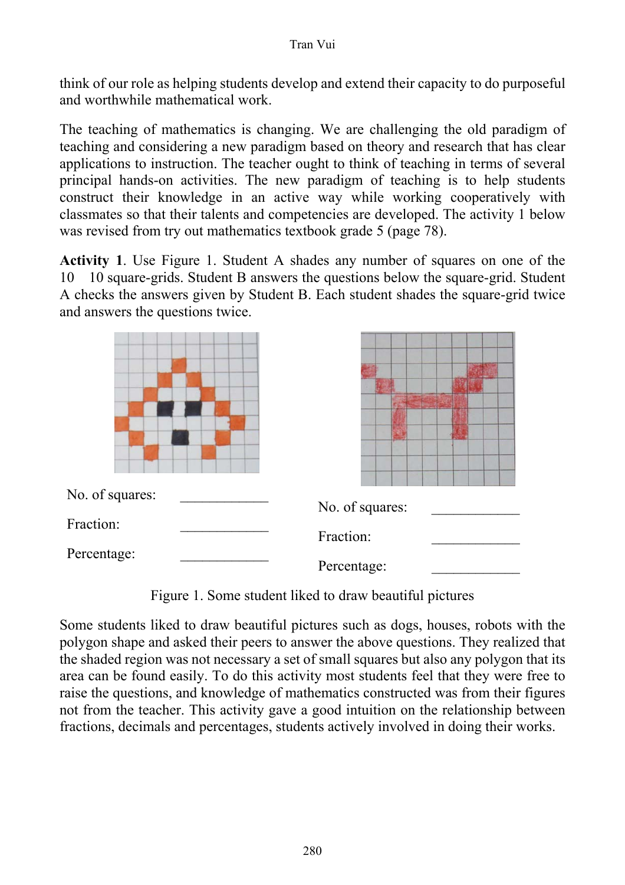think of our role as helping students develop and extend their capacity to do purposeful and worthwhile mathematical work.

The teaching of mathematics is changing. We are challenging the old paradigm of teaching and considering a new paradigm based on theory and research that has clear applications to instruction. The teacher ought to think of teaching in terms of several principal hands-on activities. The new paradigm of teaching is to help students construct their knowledge in an active way while working cooperatively with classmates so that their talents and competencies are developed. The activity 1 below was revised from try out mathematics textbook grade 5 (page 78).

**Activity 1**. Use Figure 1. Student A shades any number of squares on one of the 10 $\times$ 10 square-grids. Student B answers the questions below the square-grid. Student A checks the answers given by Student B. Each student shades the square-grid twice and answers the questions twice.

No. of squares: ____________

Fraction: ____________

Percentage: ____________

No. of squares: ____________

Fraction: ____________

Percentage: ____________

Figure 1. Some student liked to draw beautiful pictures

Some students liked to draw beautiful pictures such as dogs, houses, robots with the polygon shape and asked their peers to answer the above questions. They realized that the shaded region was not necessary a set of small squares but also any polygon that its area can be found easily. To do this activity most students feel that they were free to raise the questions, and knowledge of mathematics constructed was from their figures not from the teacher. This activity gave a good intuition on the relationship between fractions, decimals and percentages, students actively involved in doing their works.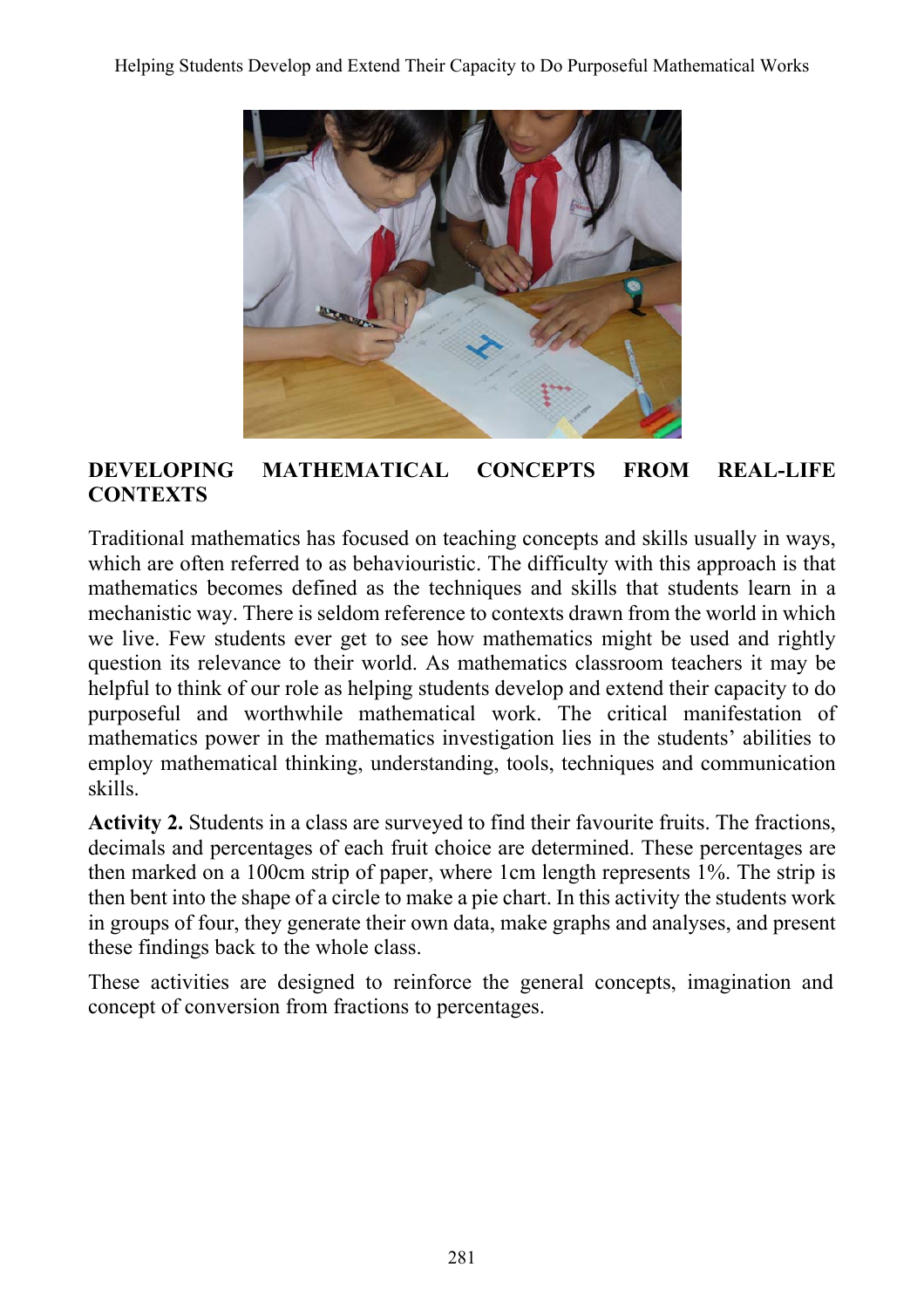## DEVELOPING MATHEMATICAL CONCEPTS FROM REAL-LIFE CONTEXTS

Traditional mathematics has focused on teaching concepts and skills usually in ways, which are often referred to as behaviouristic. The difficulty with this approach is that mathematics becomes defined as the techniques and skills that students learn in a mechanistic way. There is seldom reference to contexts drawn from the world in which we live. Few students ever get to see how mathematics might be used and rightly question its relevance to their world. As mathematics classroom teachers it may be helpful to think of our role as helping students develop and extend their capacity to do purposeful and worthwhile mathematical work. The critical manifestation of mathematics power in the mathematics investigation lies in the students' abilities to employ mathematical thinking, understanding, tools, techniques and communication skills.

**Activity 2.** Students in a class are surveyed to find their favourite fruits. The fractions, decimals and percentages of each fruit choice are determined. These percentages are then marked on a 100cm strip of paper, where 1cm length represents 1%. The strip is then bent into the shape of a circle to make a pie chart. In this activity the students work in groups of four, they generate their own data, make graphs and analyses, and present these findings back to the whole class.

These activities are designed to reinforce the general concepts, imagination and concept of conversion from fractions to percentages.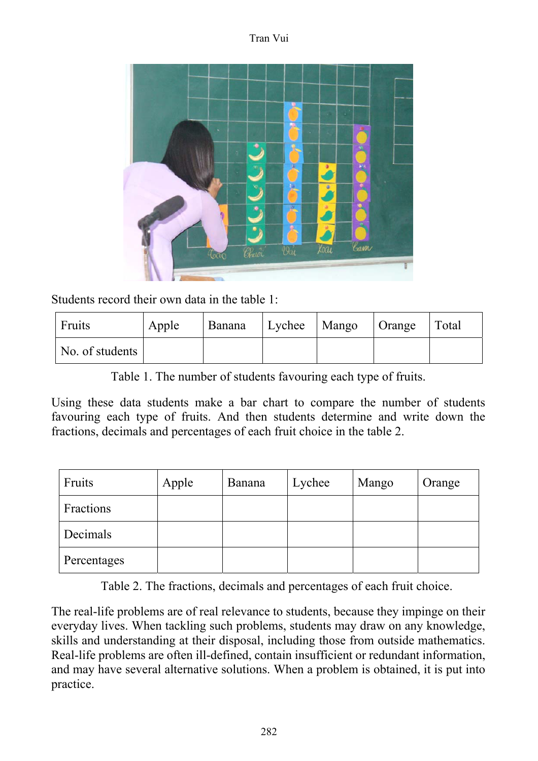Students record their own data in the table 1:

| Fruits | Apple | Banana | Lychee | Mango | Orange | Total |
|---|---|---|---|---|---|---|
| No. of students | | | | | | |

Table 1. The number of students favouring each type of fruits.

Using these data students make a bar chart to compare the number of students favouring each type of fruits. And then students determine and write down the fractions, decimals and percentages of each fruit choice in the table 2.

| Fruits | Apple | Banana | Lychee | Mango | Orange |
|---|---|---|---|---|---|
| Fractions | | | | | |
| Decimals | | | | | |
| Percentages | | | | | |

Table 2. The fractions, decimals and percentages of each fruit choice.

The real-life problems are of real relevance to students, because they impinge on their everyday lives. When tackling such problems, students may draw on any knowledge, skills and understanding at their disposal, including those from outside mathematics. Real-life problems are often ill-defined, contain insufficient or redundant information, and may have several alternative solutions. When a problem is obtained, it is put into practice.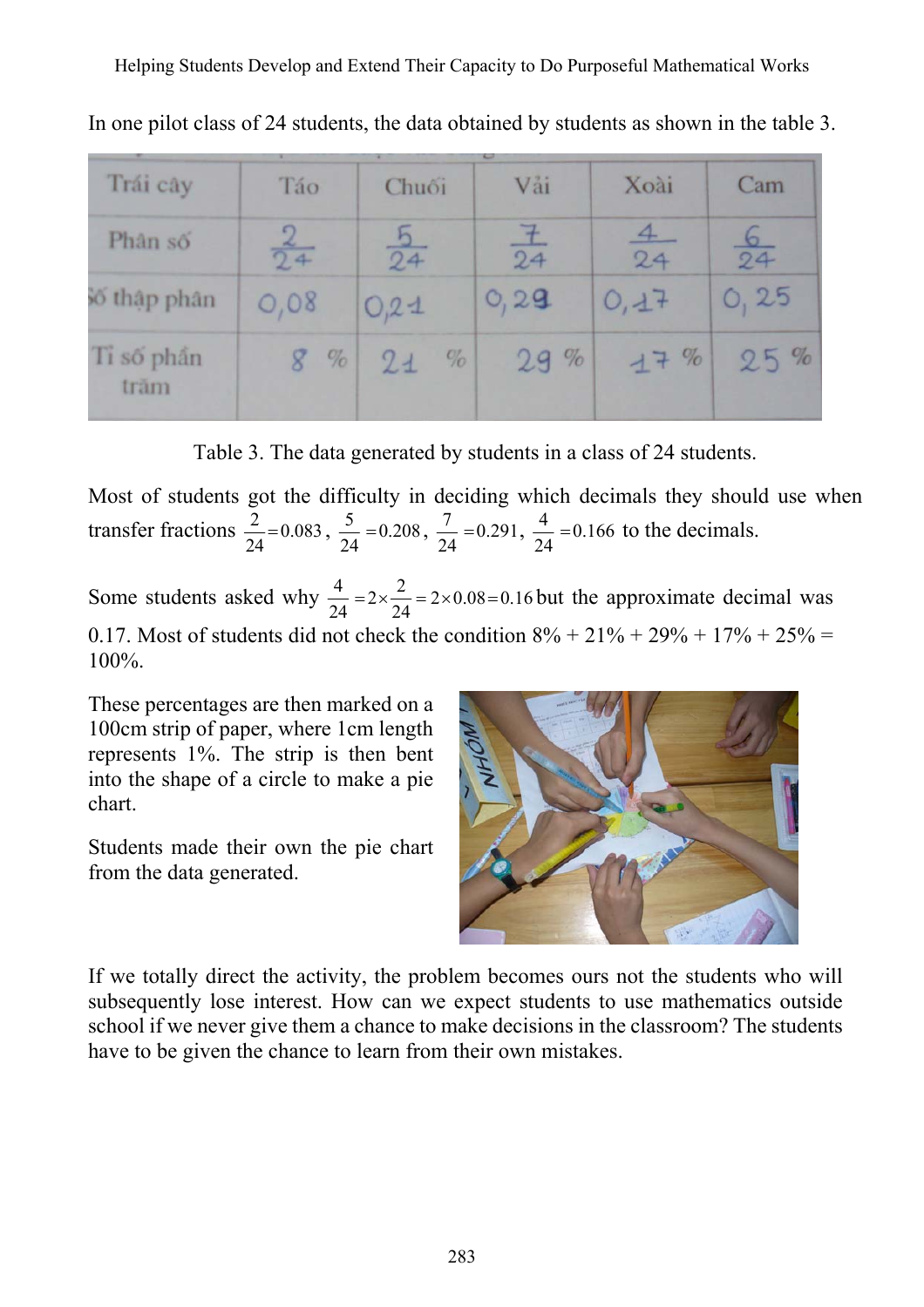In one pilot class of 24 students, the data obtained by students as shown in the table 3.

| Trái cây | Táo | Chuối | Vải | Xoài | Cam |
|---|---|---|---|---|---|
| Phân số | $\frac{2}{24}$ | $\frac{5}{24}$ | $\frac{7}{24}$ | $\frac{4}{24}$ | $\frac{6}{24}$ |
| Số thập phân | 0,08 | 0,21 | 0,29 | 0,17 | 0,25 |
| Tỉ số phần trăm | 8 % | 21 % | 29 % | 17 % | 25 % |

Table 3. The data generated by students in a class of 24 students.

Most of students got the difficulty in deciding which decimals they should use when transfer fractions $\frac{2}{24}=0.083$, $\frac{5}{24}=0.208$, $\frac{7}{24}=0.291$, $\frac{4}{24}=0.166$ to the decimals.

Some students asked why $\frac{4}{24}=2\times\frac{2}{24}=2\times 0.08=0.16$ but the approximate decimal was 0.17. Most of students did not check the condition 8% + 21% + 29% + 17% + 25% = 100%.

These percentages are then marked on a 100cm strip of paper, where 1cm length represents 1%. The strip is then bent into the shape of a circle to make a pie chart.

Students made their own the pie chart from the data generated.

If we totally direct the activity, the problem becomes ours not the students who will subsequently lose interest. How can we expect students to use mathematics outside school if we never give them a chance to make decisions in the classroom? The students have to be given the chance to learn from their own mistakes.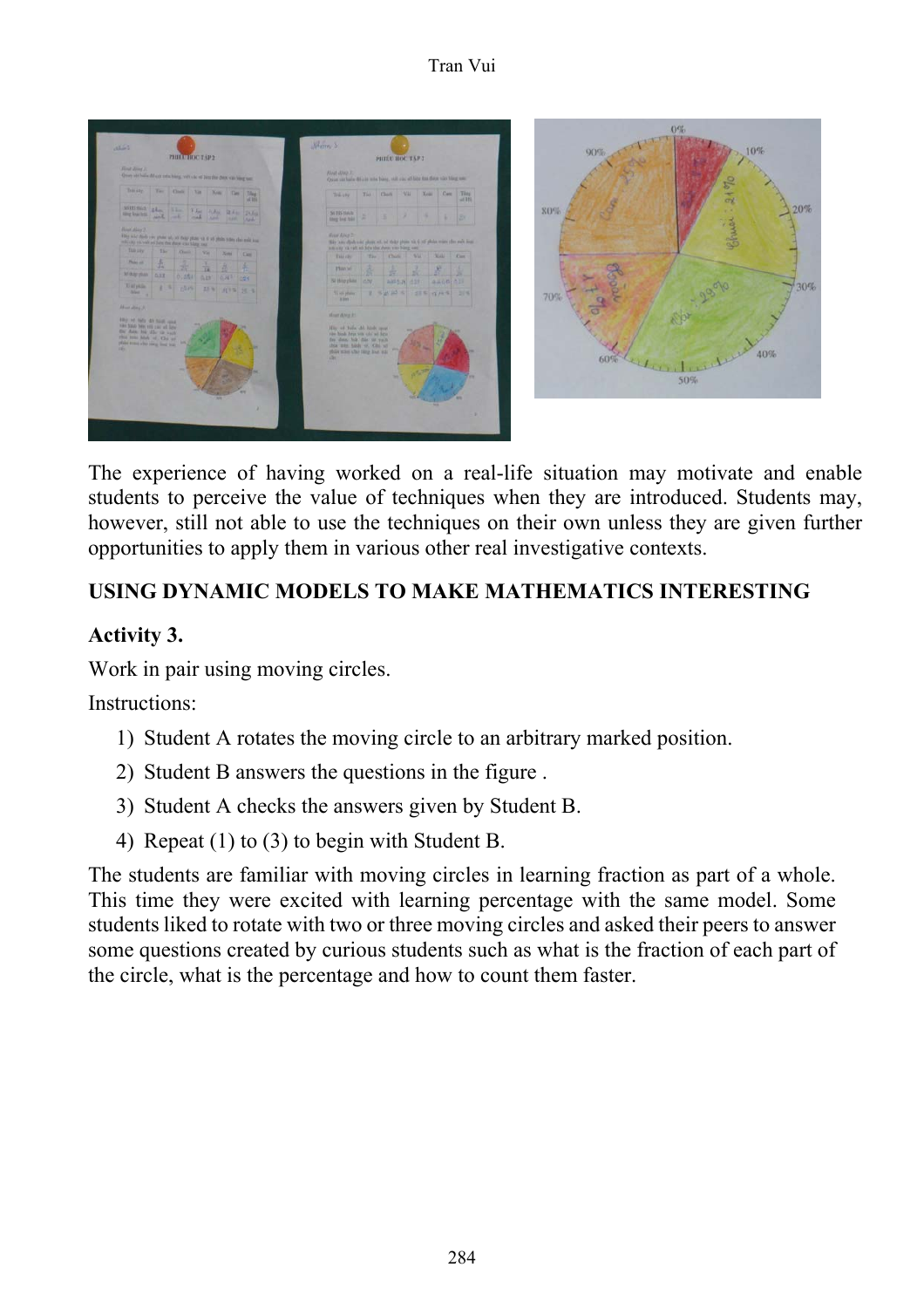The experience of having worked on a real-life situation may motivate and enable students to perceive the value of techniques when they are introduced. Students may, however, still not able to use the techniques on their own unless they are given further opportunities to apply them in various other real investigative contexts.

## USING DYNAMIC MODELS TO MAKE MATHEMATICS INTERESTING

### Activity 3.

Work in pair using moving circles.

Instructions:

1) Student A rotates the moving circle to an arbitrary marked position.
2) Student B answers the questions in the figure .
3) Student A checks the answers given by Student B.
4) Repeat (1) to (3) to begin with Student B.

The students are familiar with moving circles in learning fraction as part of a whole. This time they were excited with learning percentage with the same model. Some students liked to rotate with two or three moving circles and asked their peers to answer some questions created by curious students such as what is the fraction of each part of the circle, what is the percentage and how to count them faster.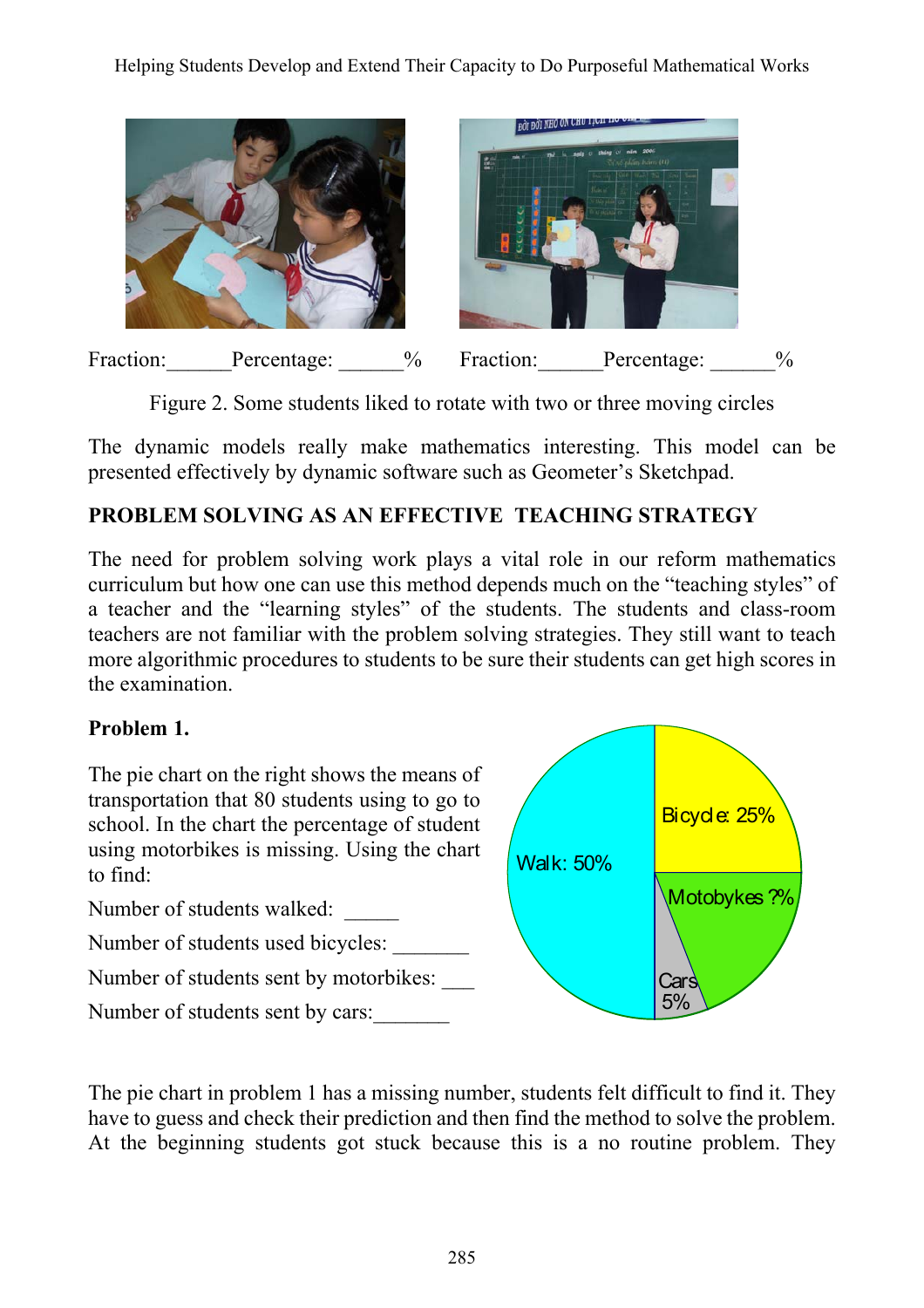Fraction:______Percentage: ______%     Fraction:______Percentage: ______%

Figure 2. Some students liked to rotate with two or three moving circles

The dynamic models really make mathematics interesting. This model can be presented effectively by dynamic software such as Geometer's Sketchpad.

## PROBLEM SOLVING AS AN EFFECTIVE TEACHING STRATEGY

The need for problem solving work plays a vital role in our reform mathematics curriculum but how one can use this method depends much on the "teaching styles" of a teacher and the "learning styles" of the students. The students and class-room teachers are not familiar with the problem solving strategies. They still want to teach more algorithmic procedures to students to be sure their students can get high scores in the examination.

**Problem 1.**

The pie chart on the right shows the means of transportation that 80 students using to go to school. In the chart the percentage of student using motorbikes is missing. Using the chart to find:

Number of students walked: _____

Number of students used bicycles: _______

Number of students sent by motorbikes: ___

Number of students sent by cars:_______

Walk: 50%

Bicycle: 25%

Motobykes ?%

Cars 5%

The pie chart in problem 1 has a missing number, students felt difficult to find it. They have to guess and check their prediction and then find the method to solve the problem. At the beginning students got stuck because this is a no routine problem. They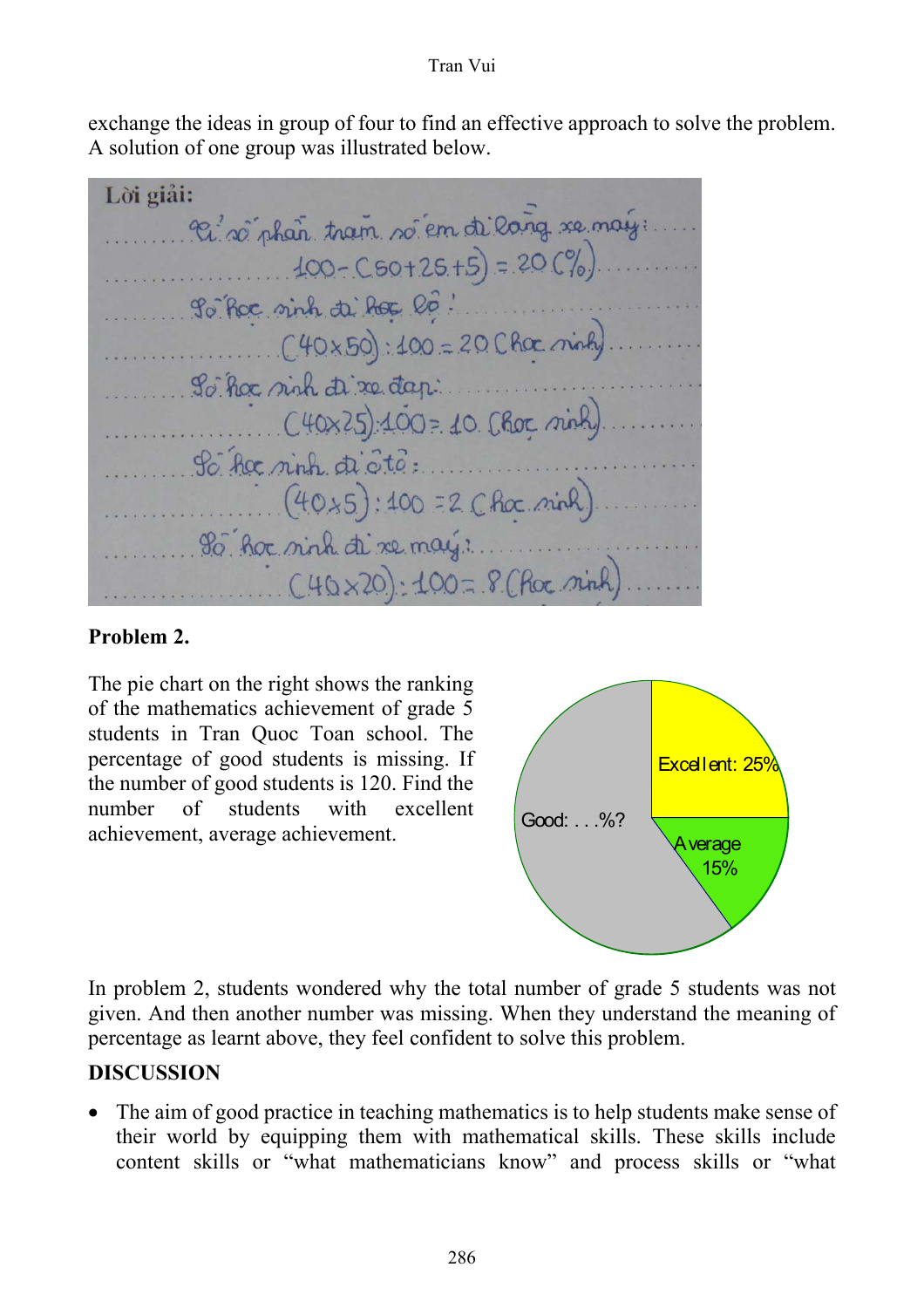exchange the ideas in group of four to find an effective approach to solve the problem. A solution of one group was illustrated below.

**Lời giải:**

Tỉ số phần trăm số em đi bằng xe máy:

$100 - (50 + 25 + 5) = 20\ (\%)$

Số học sinh đi học bộ:

$(40 \times 50) : 100 = 20$ (học sinh)

Số học sinh đi xe đạp:

$(40 \times 25) : 100 = 10$ (học sinh)

Số học sinh đi ô tô:

$(40 \times 5) : 100 = 2$ (học sinh)

Số học sinh đi xe máy:

$(40 \times 20) : 100 = 8$ (học sinh)

**Problem 2.**

The pie chart on the right shows the ranking of the mathematics achievement of grade 5 students in Tran Quoc Toan school. The percentage of good students is missing. If the number of good students is 120. Find the number of students with excellent achievement, average achievement.

Excellent: 25%

Good: . . .%?

Average 15%

In problem 2, students wondered why the total number of grade 5 students was not given. And then another number was missing. When they understand the meaning of percentage as learnt above, they feel confident to solve this problem.

**DISCUSSION**

- The aim of good practice in teaching mathematics is to help students make sense of their world by equipping them with mathematical skills. These skills include content skills or "what mathematicians know" and process skills or "what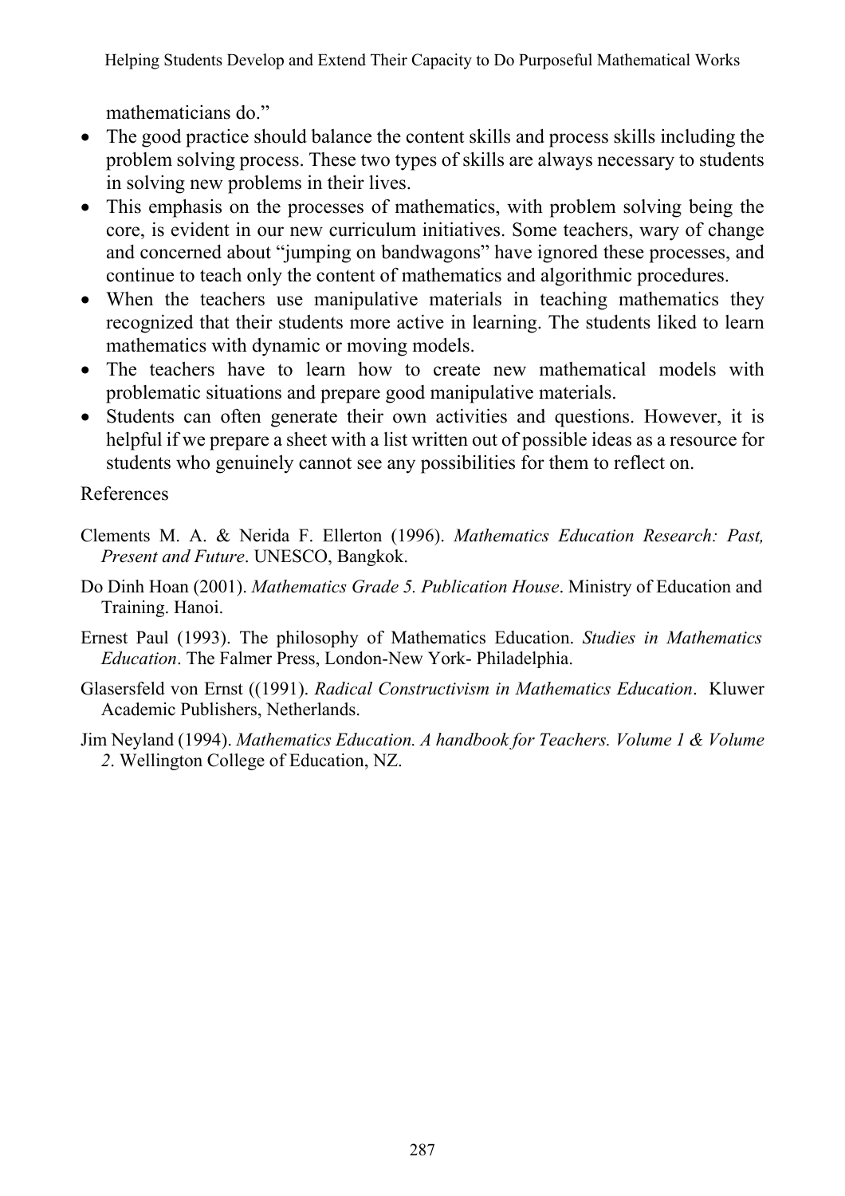mathematicians do."

- The good practice should balance the content skills and process skills including the problem solving process. These two types of skills are always necessary to students in solving new problems in their lives.
- This emphasis on the processes of mathematics, with problem solving being the core, is evident in our new curriculum initiatives. Some teachers, wary of change and concerned about "jumping on bandwagons" have ignored these processes, and continue to teach only the content of mathematics and algorithmic procedures.
- When the teachers use manipulative materials in teaching mathematics they recognized that their students more active in learning. The students liked to learn mathematics with dynamic or moving models.
- The teachers have to learn how to create new mathematical models with problematic situations and prepare good manipulative materials.
- Students can often generate their own activities and questions. However, it is helpful if we prepare a sheet with a list written out of possible ideas as a resource for students who genuinely cannot see any possibilities for them to reflect on.

References

Clements M. A. & Nerida F. Ellerton (1996). *Mathematics Education Research: Past, Present and Future*. UNESCO, Bangkok.

Do Dinh Hoan (2001). *Mathematics Grade 5. Publication House*. Ministry of Education and Training. Hanoi.

Ernest Paul (1993). The philosophy of Mathematics Education. *Studies in Mathematics Education*. The Falmer Press, London-New York- Philadelphia.

Glasersfeld von Ernst ((1991). *Radical Constructivism in Mathematics Education*. Kluwer Academic Publishers, Netherlands.

Jim Neyland (1994). *Mathematics Education. A handbook for Teachers. Volume 1 & Volume 2*. Wellington College of Education, NZ.